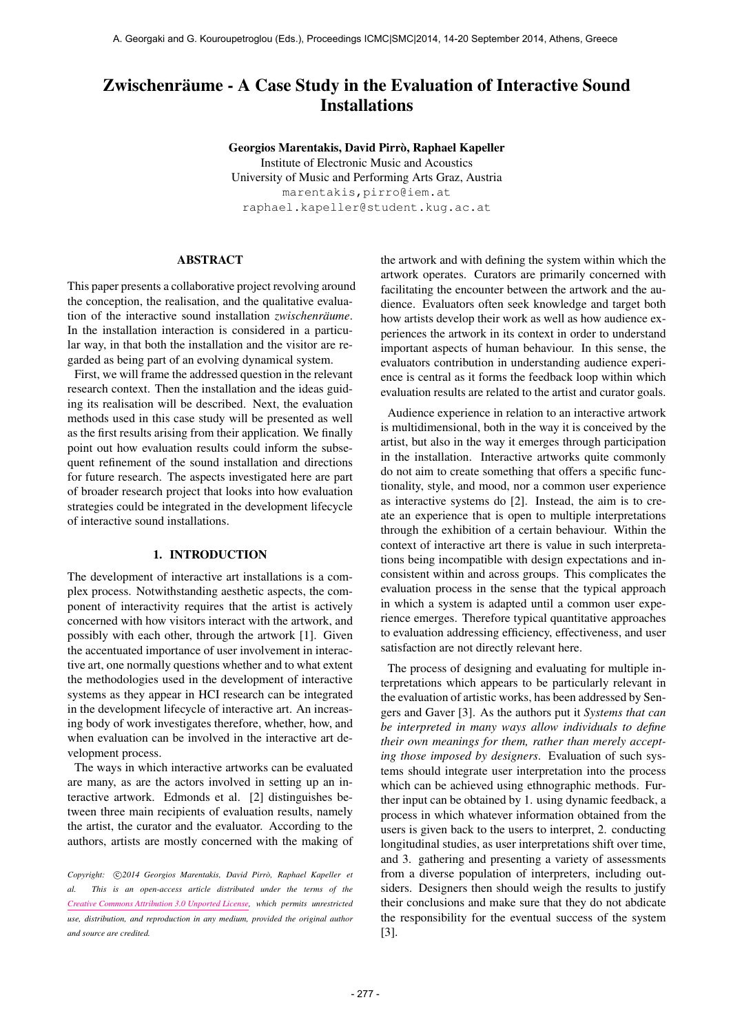# Zwischenräume - A Case Study in the Evaluation of Interactive Sound Installations

**Georgios Marentakis, David Pirrò, Raphael Kapeller**
Institute of Electronic Music and Acoustics
University of Music and Performing Arts Graz, Austria
marentakis,pirro@iem.at
raphael.kapeller@student.kug.ac.at

## ABSTRACT

This paper presents a collaborative project revolving around the conception, the realisation, and the qualitative evaluation of the interactive sound installation *zwischenräume*. In the installation interaction is considered in a particular way, in that both the installation and the visitor are regarded as being part of an evolving dynamical system.

First, we will frame the addressed question in the relevant research context. Then the installation and the ideas guiding its realisation will be described. Next, the evaluation methods used in this case study will be presented as well as the first results arising from their application. We finally point out how evaluation results could inform the subsequent refinement of the sound installation and directions for future research. The aspects investigated here are part of broader research project that looks into how evaluation strategies could be integrated in the development lifecycle of interactive sound installations.

## 1. INTRODUCTION

The development of interactive art installations is a complex process. Notwithstanding aesthetic aspects, the component of interactivity requires that the artist is actively concerned with how visitors interact with the artwork, and possibly with each other, through the artwork [1]. Given the accentuated importance of user involvement in interactive art, one normally questions whether and to what extent the methodologies used in the development of interactive systems as they appear in HCI research can be integrated in the development lifecycle of interactive art. An increasing body of work investigates therefore, whether, how, and when evaluation can be involved in the interactive art development process.

The ways in which interactive artworks can be evaluated are many, as are the actors involved in setting up an interactive artwork. Edmonds et al. [2] distinguishes between three main recipients of evaluation results, namely the artist, the curator and the evaluator. According to the authors, artists are mostly concerned with the making of the artwork and with defining the system within which the artwork operates. Curators are primarily concerned with facilitating the encounter between the artwork and the audience. Evaluators often seek knowledge and target both how artists develop their work as well as how audience experiences the artwork in its context in order to understand important aspects of human behaviour. In this sense, the evaluators contribution in understanding audience experience is central as it forms the feedback loop within which evaluation results are related to the artist and curator goals.

Audience experience in relation to an interactive artwork is multidimensional, both in the way it is conceived by the artist, but also in the way it emerges through participation in the installation. Interactive artworks quite commonly do not aim to create something that offers a specific functionality, style, and mood, nor a common user experience as interactive systems do [2]. Instead, the aim is to create an experience that is open to multiple interpretations through the exhibition of a certain behaviour. Within the context of interactive art there is value in such interpretations being incompatible with design expectations and inconsistent within and across groups. This complicates the evaluation process in the sense that the typical approach in which a system is adapted until a common user experience emerges. Therefore typical quantitative approaches to evaluation addressing efficiency, effectiveness, and user satisfaction are not directly relevant here.

The process of designing and evaluating for multiple interpretations which appears to be particularly relevant in the evaluation of artistic works, has been addressed by Sengers and Gaver [3]. As the authors put it *Systems that can be interpreted in many ways allow individuals to define their own meanings for them, rather than merely accepting those imposed by designers*. Evaluation of such systems should integrate user interpretation into the process which can be achieved using ethnographic methods. Further input can be obtained by 1. using dynamic feedback, a process in which whatever information obtained from the users is given back to the users to interpret, 2. conducting longitudinal studies, as user interpretations shift over time, and 3. gathering and presenting a variety of assessments from a diverse population of interpreters, including outsiders. Designers then should weigh the results to justify their conclusions and make sure that they do not abdicate the responsibility for the eventual success of the system [3].

*Copyright: ©2014 Georgios Marentakis, David Pirrò, Raphael Kapeller et al. This is an open-access article distributed under the terms of the Creative Commons Attribution 3.0 Unported License, which permits unrestricted use, distribution, and reproduction in any medium, provided the original author and source are credited.*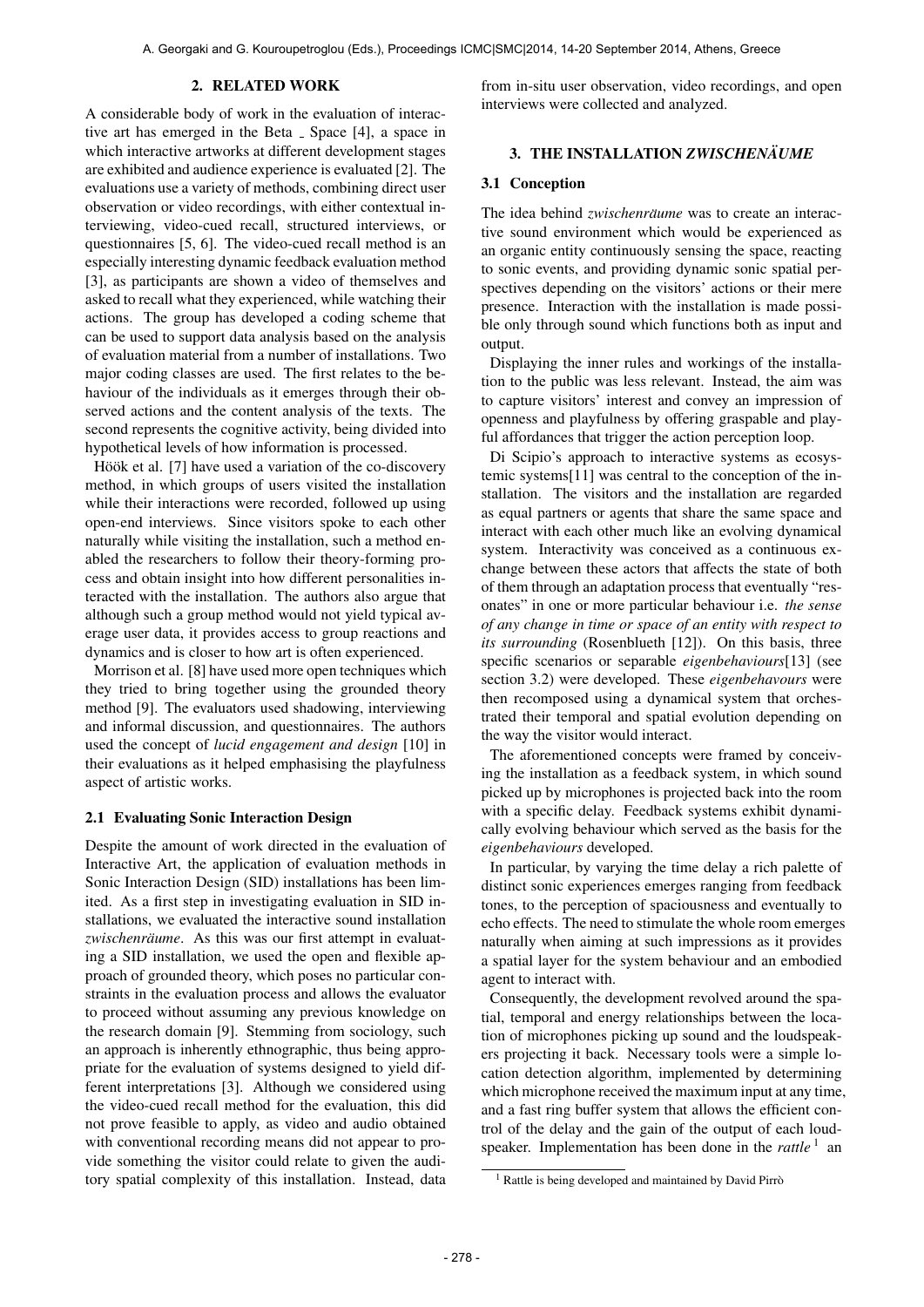## 2. RELATED WORK

A considerable body of work in the evaluation of interactive art has emerged in the Beta _ Space [4], a space in which interactive artworks at different development stages are exhibited and audience experience is evaluated [2]. The evaluations use a variety of methods, combining direct user observation or video recordings, with either contextual interviewing, video-cued recall, structured interviews, or questionnaires [5, 6]. The video-cued recall method is an especially interesting dynamic feedback evaluation method [3], as participants are shown a video of themselves and asked to recall what they experienced, while watching their actions. The group has developed a coding scheme that can be used to support data analysis based on the analysis of evaluation material from a number of installations. Two major coding classes are used. The first relates to the behaviour of the individuals as it emerges through their observed actions and the content analysis of the texts. The second represents the cognitive activity, being divided into hypothetical levels of how information is processed.

Höök et al. [7] have used a variation of the co-discovery method, in which groups of users visited the installation while their interactions were recorded, followed up using open-end interviews. Since visitors spoke to each other naturally while visiting the installation, such a method enabled the researchers to follow their theory-forming process and obtain insight into how different personalities interacted with the installation. The authors also argue that although such a group method would not yield typical average user data, it provides access to group reactions and dynamics and is closer to how art is often experienced.

Morrison et al. [8] have used more open techniques which they tried to bring together using the grounded theory method [9]. The evaluators used shadowing, interviewing and informal discussion, and questionnaires. The authors used the concept of *lucid engagement and design* [10] in their evaluations as it helped emphasising the playfulness aspect of artistic works.

### 2.1 Evaluating Sonic Interaction Design

Despite the amount of work directed in the evaluation of Interactive Art, the application of evaluation methods in Sonic Interaction Design (SID) installations has been limited. As a first step in investigating evaluation in SID installations, we evaluated the interactive sound installation *zwischenräume*. As this was our first attempt in evaluating a SID installation, we used the open and flexible approach of grounded theory, which poses no particular constraints in the evaluation process and allows the evaluator to proceed without assuming any previous knowledge on the research domain [9]. Stemming from sociology, such an approach is inherently ethnographic, thus being appropriate for the evaluation of systems designed to yield different interpretations [3]. Although we considered using the video-cued recall method for the evaluation, this did not prove feasible to apply, as video and audio obtained with conventional recording means did not appear to provide something the visitor could relate to given the auditory spatial complexity of this installation. Instead, data from in-situ user observation, video recordings, and open interviews were collected and analyzed.

## 3. THE INSTALLATION *ZWISCHENÄUME*

### 3.1 Conception

The idea behind *zwischenräume* was to create an interactive sound environment which would be experienced as an organic entity continuously sensing the space, reacting to sonic events, and providing dynamic sonic spatial perspectives depending on the visitors' actions or their mere presence. Interaction with the installation is made possible only through sound which functions both as input and output.

Displaying the inner rules and workings of the installation to the public was less relevant. Instead, the aim was to capture visitors' interest and convey an impression of openness and playfulness by offering graspable and playful affordances that trigger the action perception loop.

Di Scipio's approach to interactive systems as ecosystemic systems[11] was central to the conception of the installation. The visitors and the installation are regarded as equal partners or agents that share the same space and interact with each other much like an evolving dynamical system. Interactivity was conceived as a continuous exchange between these actors that affects the state of both of them through an adaptation process that eventually "resonates" in one or more particular behaviour i.e. *the sense of any change in time or space of an entity with respect to its surrounding* (Rosenblueth [12]). On this basis, three specific scenarios or separable *eigenbehaviours*[13] (see section 3.2) were developed. These *eigenbehavours* were then recomposed using a dynamical system that orchestrated their temporal and spatial evolution depending on the way the visitor would interact.

The aforementioned concepts were framed by conceiving the installation as a feedback system, in which sound picked up by microphones is projected back into the room with a specific delay. Feedback systems exhibit dynamically evolving behaviour which served as the basis for the *eigenbehaviours* developed.

In particular, by varying the time delay a rich palette of distinct sonic experiences emerges ranging from feedback tones, to the perception of spaciousness and eventually to echo effects. The need to stimulate the whole room emerges naturally when aiming at such impressions as it provides a spatial layer for the system behaviour and an embodied agent to interact with.

Consequently, the development revolved around the spatial, temporal and energy relationships between the location of microphones picking up sound and the loudspeakers projecting it back. Necessary tools were a simple location detection algorithm, implemented by determining which microphone received the maximum input at any time, and a fast ring buffer system that allows the efficient control of the delay and the gain of the output of each loudspeaker. Implementation has been done in the *rattle* [1] an

[1] Rattle is being developed and maintained by David Pirrò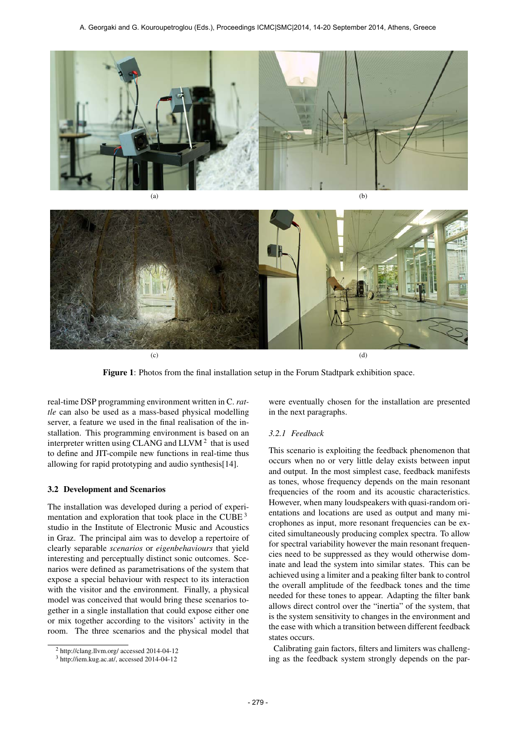(a) (b)

(c) (d)

**Figure 1**: Photos from the final installation setup in the Forum Stadtpark exhibition space.

real-time DSP programming environment written in C. *rattle* can also be used as a mass-based physical modelling server, a feature we used in the final realisation of the installation. This programming environment is based on an interpreter written using CLANG and LLVM [2] that is used to define and JIT-compile new functions in real-time thus allowing for rapid prototyping and audio synthesis[14].

## 3.2 Development and Scenarios

The installation was developed during a period of experimentation and exploration that took place in the CUBE [3] studio in the Institute of Electronic Music and Acoustics in Graz. The principal aim was to develop a repertoire of clearly separable *scenarios* or *eigenbehaviours* that yield interesting and perceptually distinct sonic outcomes. Scenarios were defined as parametrisations of the system that expose a special behaviour with respect to its interaction with the visitor and the environment. Finally, a physical model was conceived that would bring these scenarios together in a single installation that could expose either one or mix together according to the visitors' activity in the room. The three scenarios and the physical model that were eventually chosen for the installation are presented in the next paragraphs.

### *3.2.1 Feedback*

This scenario is exploiting the feedback phenomenon that occurs when no or very little delay exists between input and output. In the most simplest case, feedback manifests as tones, whose frequency depends on the main resonant frequencies of the room and its acoustic characteristics. However, when many loudspeakers with quasi-random orientations and locations are used as output and many microphones as input, more resonant frequencies can be excited simultaneously producing complex spectra. To allow for spectral variability however the main resonant frequencies need to be suppressed as they would otherwise dominate and lead the system into similar states. This can be achieved using a limiter and a peaking filter bank to control the overall amplitude of the feedback tones and the time needed for these tones to appear. Adapting the filter bank allows direct control over the "inertia" of the system, that is the system sensitivity to changes in the environment and the ease with which a transition between different feedback states occurs.

Calibrating gain factors, filters and limiters was challenging as the feedback system strongly depends on the par-

[2] http://clang.llvm.org/ accessed 2014-04-12

[3] http://iem.kug.ac.at/, accessed 2014-04-12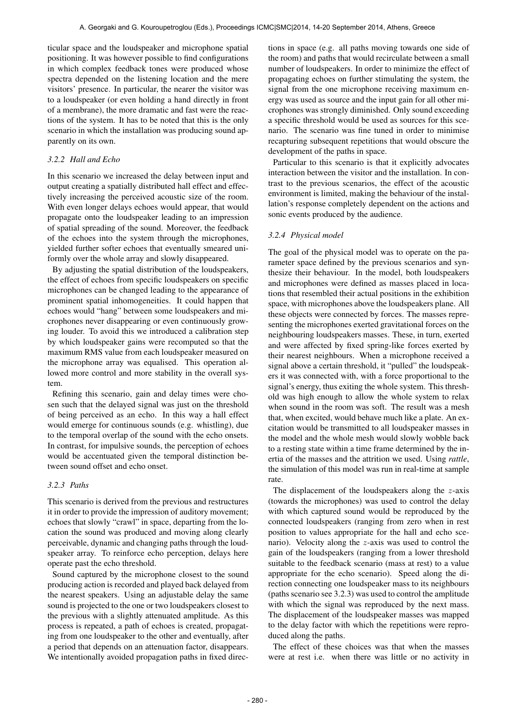ticular space and the loudspeaker and microphone spatial positioning. It was however possible to find configurations in which complex feedback tones were produced whose spectra depended on the listening location and the mere visitors' presence. In particular, the nearer the visitor was to a loudspeaker (or even holding a hand directly in front of a membrane), the more dramatic and fast were the reactions of the system. It has to be noted that this is the only scenario in which the installation was producing sound apparently on its own.

#### *3.2.2 Hall and Echo*

In this scenario we increased the delay between input and output creating a spatially distributed hall effect and effectively increasing the perceived acoustic size of the room. With even longer delays echoes would appear, that would propagate onto the loudspeaker leading to an impression of spatial spreading of the sound. Moreover, the feedback of the echoes into the system through the microphones, yielded further softer echoes that eventually smeared uniformly over the whole array and slowly disappeared.

By adjusting the spatial distribution of the loudspeakers, the effect of echoes from specific loudspeakers on specific microphones can be changed leading to the appearance of prominent spatial inhomogeneities. It could happen that echoes would "hang" between some loudspeakers and microphones never disappearing or even continuously growing louder. To avoid this we introduced a calibration step by which loudspeaker gains were recomputed so that the maximum RMS value from each loudspeaker measured on the microphone array was equalised. This operation allowed more control and more stability in the overall system.

Refining this scenario, gain and delay times were chosen such that the delayed signal was just on the threshold of being perceived as an echo. In this way a hall effect would emerge for continuous sounds (e.g. whistling), due to the temporal overlap of the sound with the echo onsets. In contrast, for impulsive sounds, the perception of echoes would be accentuated given the temporal distinction between sound offset and echo onset.

#### *3.2.3 Paths*

This scenario is derived from the previous and restructures it in order to provide the impression of auditory movement; echoes that slowly "crawl" in space, departing from the location the sound was produced and moving along clearly perceivable, dynamic and changing paths through the loudspeaker array. To reinforce echo perception, delays here operate past the echo threshold.

Sound captured by the microphone closest to the sound producing action is recorded and played back delayed from the nearest speakers. Using an adjustable delay the same sound is projected to the one or two loudspeakers closest to the previous with a slightly attenuated amplitude. As this process is repeated, a path of echoes is created, propagating from one loudspeaker to the other and eventually, after a period that depends on an attenuation factor, disappears. We intentionally avoided propagation paths in fixed directions in space (e.g. all paths moving towards one side of the room) and paths that would recirculate between a small number of loudspeakers. In order to minimize the effect of propagating echoes on further stimulating the system, the signal from the one microphone receiving maximum energy was used as source and the input gain for all other microphones was strongly diminished. Only sound exceeding a specific threshold would be used as sources for this scenario. The scenario was fine tuned in order to minimise recapturing subsequent repetitions that would obscure the development of the paths in space.

Particular to this scenario is that it explicitly advocates interaction between the visitor and the installation. In contrast to the previous scenarios, the effect of the acoustic environment is limited, making the behaviour of the installation's response completely dependent on the actions and sonic events produced by the audience.

#### *3.2.4 Physical model*

The goal of the physical model was to operate on the parameter space defined by the previous scenarios and synthesize their behaviour. In the model, both loudspeakers and microphones were defined as masses placed in locations that resembled their actual positions in the exhibition space, with microphones above the loudspeakers plane. All these objects were connected by forces. The masses representing the microphones exerted gravitational forces on the neighbouring loudspeakers masses. These, in turn, exerted and were affected by fixed spring-like forces exerted by their nearest neighbours. When a microphone received a signal above a certain threshold, it "pulled" the loudspeakers it was connected with, with a force proportional to the signal's energy, thus exiting the whole system. This threshold was high enough to allow the whole system to relax when sound in the room was soft. The result was a mesh that, when excited, would behave much like a plate. An excitation would be transmitted to all loudspeaker masses in the model and the whole mesh would slowly wobble back to a resting state within a time frame determined by the inertia of the masses and the attrition we used. Using *rattle*, the simulation of this model was run in real-time at sample rate.

The displacement of the loudspeakers along the $z$-axis (towards the microphones) was used to control the delay with which captured sound would be reproduced by the connected loudspeakers (ranging from zero when in rest position to values appropriate for the hall and echo scenario). Velocity along the $z$-axis was used to control the gain of the loudspeakers (ranging from a lower threshold suitable to the feedback scenario (mass at rest) to a value appropriate for the echo scenario). Speed along the direction connecting one loudspeaker mass to its neighbours (paths scenario see 3.2.3) was used to control the amplitude with which the signal was reproduced by the next mass. The displacement of the loudspeaker masses was mapped to the delay factor with which the repetitions were reproduced along the paths.

The effect of these choices was that when the masses were at rest i.e. when there was little or no activity in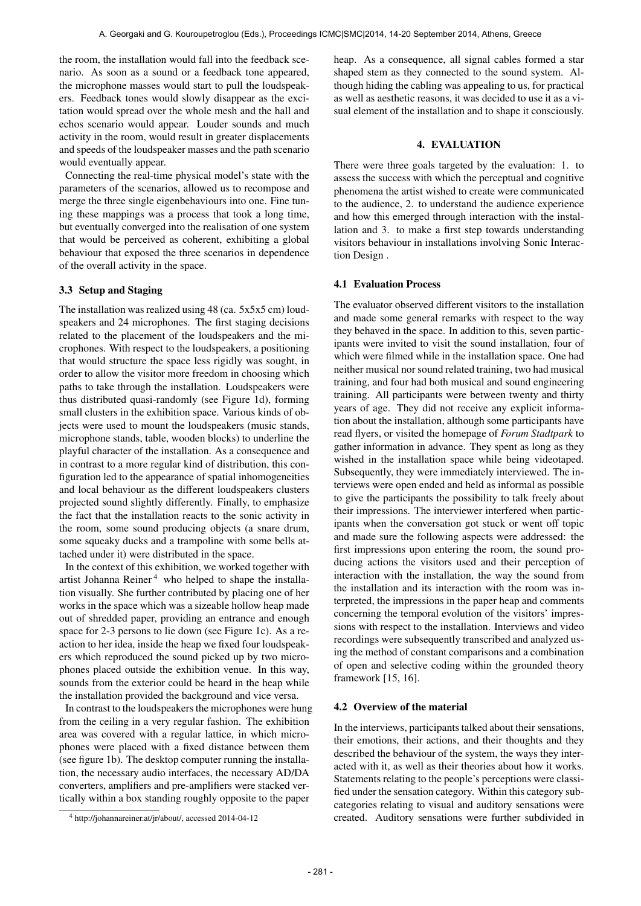the room, the installation would fall into the feedback scenario. As soon as a sound or a feedback tone appeared, the microphone masses would start to pull the loudspeakers. Feedback tones would slowly disappear as the excitation would spread over the whole mesh and the hall and echos scenario would appear. Louder sounds and much activity in the room, would result in greater displacements and speeds of the loudspeaker masses and the path scenario would eventually appear.

Connecting the real-time physical model's state with the parameters of the scenarios, allowed us to recompose and merge the three single eigenbehaviours into one. Fine tuning these mappings was a process that took a long time, but eventually converged into the realisation of one system that would be perceived as coherent, exhibiting a global behaviour that exposed the three scenarios in dependence of the overall activity in the space.

### 3.3 Setup and Staging

The installation was realized using 48 (ca. 5x5x5 cm) loudspeakers and 24 microphones. The first staging decisions related to the placement of the loudspeakers and the microphones. With respect to the loudspeakers, a positioning that would structure the space less rigidly was sought, in order to allow the visitor more freedom in choosing which paths to take through the installation. Loudspeakers were thus distributed quasi-randomly (see Figure 1d), forming small clusters in the exhibition space. Various kinds of objects were used to mount the loudspeakers (music stands, microphone stands, table, wooden blocks) to underline the playful character of the installation. As a consequence and in contrast to a more regular kind of distribution, this configuration led to the appearance of spatial inhomogeneities and local behaviour as the different loudspeakers clusters projected sound slightly differently. Finally, to emphasize the fact that the installation reacts to the sonic activity in the room, some sound producing objects (a snare drum, some squeaky ducks and a trampoline with some bells attached under it) were distributed in the space.

In the context of this exhibition, we worked together with artist Johanna Reiner [4] who helped to shape the installation visually. She further contributed by placing one of her works in the space which was a sizeable hollow heap made out of shredded paper, providing an entrance and enough space for 2-3 persons to lie down (see Figure 1c). As a reaction to her idea, inside the heap we fixed four loudspeakers which reproduced the sound picked up by two microphones placed outside the exhibition venue. In this way, sounds from the exterior could be heard in the heap while the installation provided the background and vice versa.

In contrast to the loudspeakers the microphones were hung from the ceiling in a very regular fashion. The exhibition area was covered with a regular lattice, in which microphones were placed with a fixed distance between them (see figure 1b). The desktop computer running the installation, the necessary audio interfaces, the necessary AD/DA converters, amplifiers and pre-amplifiers were stacked vertically within a box standing roughly opposite to the paper heap. As a consequence, all signal cables formed a star shaped stem as they connected to the sound system. Although hiding the cabling was appealing to us, for practical as well as aesthetic reasons, it was decided to use it as a visual element of the installation and to shape it consciously.

[4] http://johannareiner.at/jr/about/, accessed 2014-04-12

## 4. EVALUATION

There were three goals targeted by the evaluation: 1. to assess the success with which the perceptual and cognitive phenomena the artist wished to create were communicated to the audience, 2. to understand the audience experience and how this emerged through interaction with the installation and 3. to make a first step towards understanding visitors behaviour in installations involving Sonic Interaction Design .

### 4.1 Evaluation Process

The evaluator observed different visitors to the installation and made some general remarks with respect to the way they behaved in the space. In addition to this, seven participants were invited to visit the sound installation, four of which were filmed while in the installation space. One had neither musical nor sound related training, two had musical training, and four had both musical and sound engineering training. All participants were between twenty and thirty years of age. They did not receive any explicit information about the installation, although some participants have read flyers, or visited the homepage of *Forum Stadtpark* to gather information in advance. They spent as long as they wished in the installation space while being videotaped. Subsequently, they were immediately interviewed. The interviews were open ended and held as informal as possible to give the participants the possibility to talk freely about their impressions. The interviewer interfered when participants when the conversation got stuck or went off topic and made sure the following aspects were addressed: the first impressions upon entering the room, the sound producing actions the visitors used and their perception of interaction with the installation, the way the sound from the installation and its interaction with the room was interpreted, the impressions in the paper heap and comments concerning the temporal evolution of the visitors' impressions with respect to the installation. Interviews and video recordings were subsequently transcribed and analyzed using the method of constant comparisons and a combination of open and selective coding within the grounded theory framework [15, 16].

### 4.2 Overview of the material

In the interviews, participants talked about their sensations, their emotions, their actions, and their thoughts and they described the behaviour of the system, the ways they interacted with it, as well as their theories about how it works. Statements relating to the people's perceptions were classified under the sensation category. Within this category subcategories relating to visual and auditory sensations were created. Auditory sensations were further subdivided in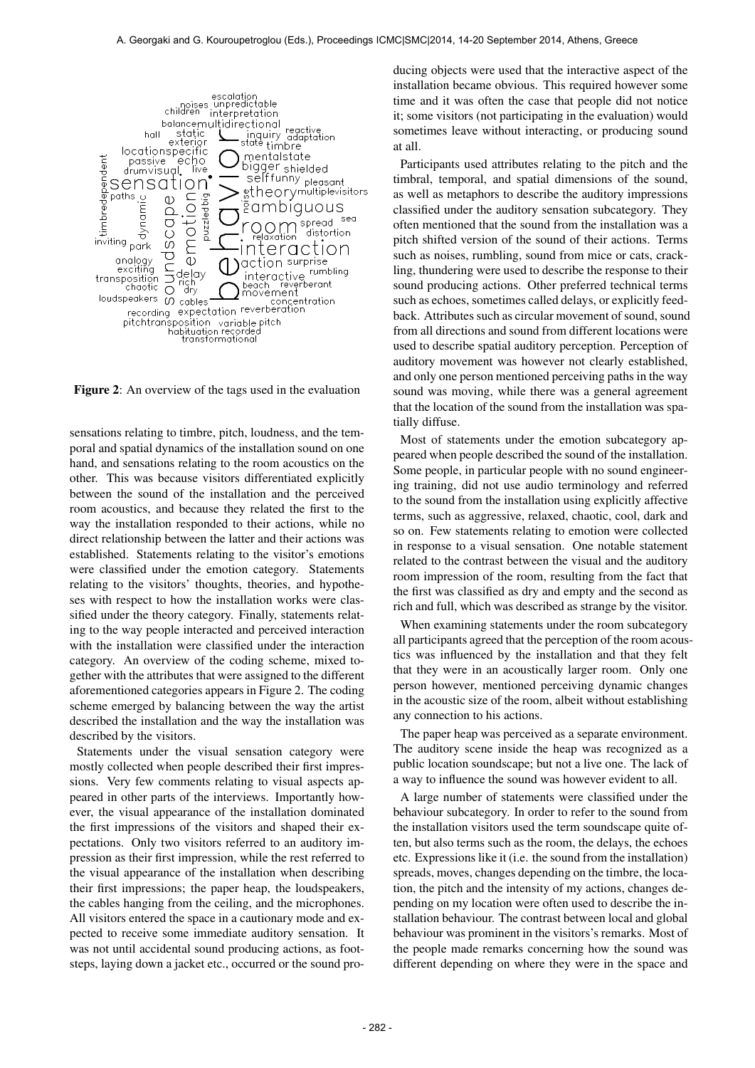**Figure 2**: An overview of the tags used in the evaluation

sensations relating to timbre, pitch, loudness, and the temporal and spatial dynamics of the installation sound on one hand, and sensations relating to the room acoustics on the other. This was because visitors differentiated explicitly between the sound of the installation and the perceived room acoustics, and because they related the first to the way the installation responded to their actions, while no direct relationship between the latter and their actions was established. Statements relating to the visitor's emotions were classified under the emotion category. Statements relating to the visitors' thoughts, theories, and hypotheses with respect to how the installation works were classified under the theory category. Finally, statements relating to the way people interacted and perceived interaction with the installation were classified under the interaction category. An overview of the coding scheme, mixed together with the attributes that were assigned to the different aforementioned categories appears in Figure 2. The coding scheme emerged by balancing between the way the artist described the installation and the way the installation was described by the visitors.

Statements under the visual sensation category were mostly collected when people described their first impressions. Very few comments relating to visual aspects appeared in other parts of the interviews. Importantly however, the visual appearance of the installation dominated the first impressions of the visitors and shaped their expectations. Only two visitors referred to an auditory impression as their first impression, while the rest referred to the visual appearance of the installation when describing their first impressions; the paper heap, the loudspeakers, the cables hanging from the ceiling, and the microphones. All visitors entered the space in a cautionary mode and expected to receive some immediate auditory sensation. It was not until accidental sound producing actions, as footsteps, laying down a jacket etc., occurred or the sound producing objects were used that the interactive aspect of the installation became obvious. This required however some time and it was often the case that people did not notice it; some visitors (not participating in the evaluation) would sometimes leave without interacting, or producing sound at all.

Participants used attributes relating to the pitch and the timbral, temporal, and spatial dimensions of the sound, as well as metaphors to describe the auditory impressions classified under the auditory sensation subcategory. They often mentioned that the sound from the installation was a pitch shifted version of the sound of their actions. Terms such as noises, rumbling, sound from mice or cats, crackling, thundering were used to describe the response to their sound producing actions. Other preferred technical terms such as echoes, sometimes called delays, or explicitly feedback. Attributes such as circular movement of sound, sound from all directions and sound from different locations were used to describe spatial auditory perception. Perception of auditory movement was however not clearly established, and only one person mentioned perceiving paths in the way sound was moving, while there was a general agreement that the location of the sound from the installation was spatially diffuse.

Most of statements under the emotion subcategory appeared when people described the sound of the installation. Some people, in particular people with no sound engineering training, did not use audio terminology and referred to the sound from the installation using explicitly affective terms, such as aggressive, relaxed, chaotic, cool, dark and so on. Few statements relating to emotion were collected in response to a visual sensation. One notable statement related to the contrast between the visual and the auditory room impression of the room, resulting from the fact that the first was classified as dry and empty and the second as rich and full, which was described as strange by the visitor.

When examining statements under the room subcategory all participants agreed that the perception of the room acoustics was influenced by the installation and that they felt that they were in an acoustically larger room. Only one person however, mentioned perceiving dynamic changes in the acoustic size of the room, albeit without establishing any connection to his actions.

The paper heap was perceived as a separate environment. The auditory scene inside the heap was recognized as a public location soundscape; but not a live one. The lack of a way to influence the sound was however evident to all.

A large number of statements were classified under the behaviour subcategory. In order to refer to the sound from the installation visitors used the term soundscape quite often, but also terms such as the room, the delays, the echoes etc. Expressions like it (i.e. the sound from the installation) spreads, moves, changes depending on the timbre, the location, the pitch and the intensity of my actions, changes depending on my location were often used to describe the installation behaviour. The contrast between local and global behaviour was prominent in the visitors's remarks. Most of the people made remarks concerning how the sound was different depending on where they were in the space and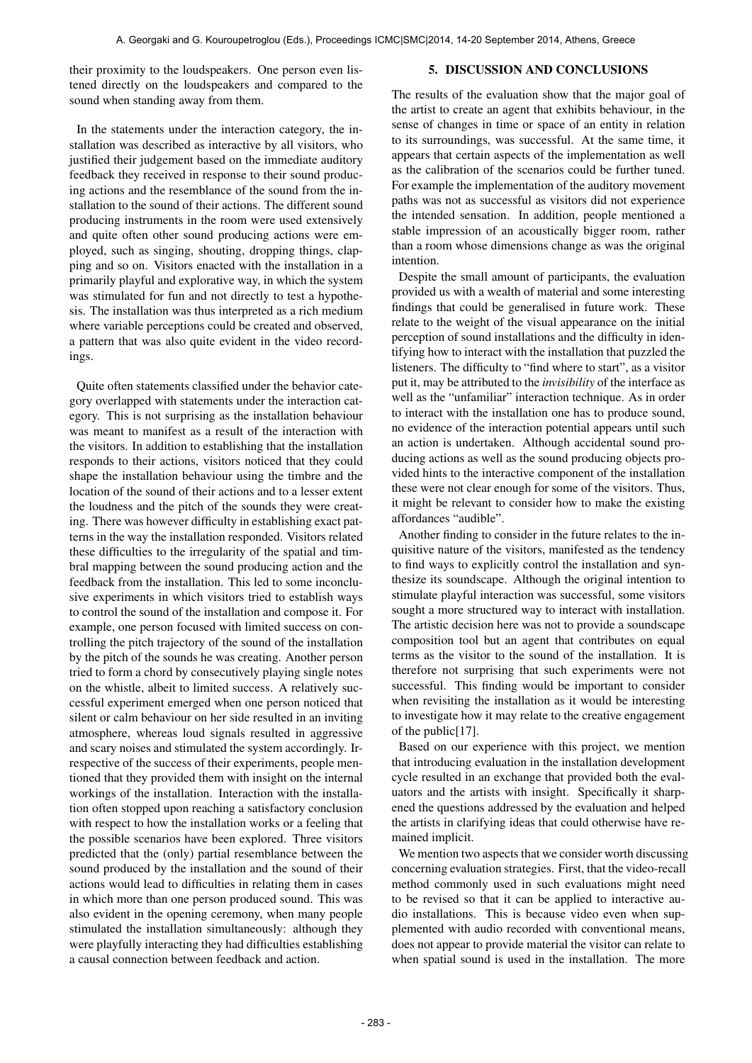their proximity to the loudspeakers. One person even listened directly on the loudspeakers and compared to the sound when standing away from them.

In the statements under the interaction category, the installation was described as interactive by all visitors, who justified their judgement based on the immediate auditory feedback they received in response to their sound producing actions and the resemblance of the sound from the installation to the sound of their actions. The different sound producing instruments in the room were used extensively and quite often other sound producing actions were employed, such as singing, shouting, dropping things, clapping and so on. Visitors enacted with the installation in a primarily playful and explorative way, in which the system was stimulated for fun and not directly to test a hypothesis. The installation was thus interpreted as a rich medium where variable perceptions could be created and observed, a pattern that was also quite evident in the video recordings.

Quite often statements classified under the behavior category overlapped with statements under the interaction category. This is not surprising as the installation behaviour was meant to manifest as a result of the interaction with the visitors. In addition to establishing that the installation responds to their actions, visitors noticed that they could shape the installation behaviour using the timbre and the location of the sound of their actions and to a lesser extent the loudness and the pitch of the sounds they were creating. There was however difficulty in establishing exact patterns in the way the installation responded. Visitors related these difficulties to the irregularity of the spatial and timbral mapping between the sound producing action and the feedback from the installation. This led to some inconclusive experiments in which visitors tried to establish ways to control the sound of the installation and compose it. For example, one person focused with limited success on controlling the pitch trajectory of the sound of the installation by the pitch of the sounds he was creating. Another person tried to form a chord by consecutively playing single notes on the whistle, albeit to limited success. A relatively successful experiment emerged when one person noticed that silent or calm behaviour on her side resulted in an inviting atmosphere, whereas loud signals resulted in aggressive and scary noises and stimulated the system accordingly. Irrespective of the success of their experiments, people mentioned that they provided them with insight on the internal workings of the installation. Interaction with the installation often stopped upon reaching a satisfactory conclusion with respect to how the installation works or a feeling that the possible scenarios have been explored. Three visitors predicted that the (only) partial resemblance between the sound produced by the installation and the sound of their actions would lead to difficulties in relating them in cases in which more than one person produced sound. This was also evident in the opening ceremony, when many people stimulated the installation simultaneously: although they were playfully interacting they had difficulties establishing a causal connection between feedback and action.

## 5. DISCUSSION AND CONCLUSIONS

The results of the evaluation show that the major goal of the artist to create an agent that exhibits behaviour, in the sense of changes in time or space of an entity in relation to its surroundings, was successful. At the same time, it appears that certain aspects of the implementation as well as the calibration of the scenarios could be further tuned. For example the implementation of the auditory movement paths was not as successful as visitors did not experience the intended sensation. In addition, people mentioned a stable impression of an acoustically bigger room, rather than a room whose dimensions change as was the original intention.

Despite the small amount of participants, the evaluation provided us with a wealth of material and some interesting findings that could be generalised in future work. These relate to the weight of the visual appearance on the initial perception of sound installations and the difficulty in identifying how to interact with the installation that puzzled the listeners. The difficulty to "find where to start", as a visitor put it, may be attributed to the *invisibility* of the interface as well as the "unfamiliar" interaction technique. As in order to interact with the installation one has to produce sound, no evidence of the interaction potential appears until such an action is undertaken. Although accidental sound producing actions as well as the sound producing objects provided hints to the interactive component of the installation these were not clear enough for some of the visitors. Thus, it might be relevant to consider how to make the existing affordances "audible".

Another finding to consider in the future relates to the inquisitive nature of the visitors, manifested as the tendency to find ways to explicitly control the installation and synthesize its soundscape. Although the original intention to stimulate playful interaction was successful, some visitors sought a more structured way to interact with installation. The artistic decision here was not to provide a soundscape composition tool but an agent that contributes on equal terms as the visitor to the sound of the installation. It is therefore not surprising that such experiments were not successful. This finding would be important to consider when revisiting the installation as it would be interesting to investigate how it may relate to the creative engagement of the public[17].

Based on our experience with this project, we mention that introducing evaluation in the installation development cycle resulted in an exchange that provided both the evaluators and the artists with insight. Specifically it sharpened the questions addressed by the evaluation and helped the artists in clarifying ideas that could otherwise have remained implicit.

We mention two aspects that we consider worth discussing concerning evaluation strategies. First, that the video-recall method commonly used in such evaluations might need to be revised so that it can be applied to interactive audio installations. This is because video even when supplemented with audio recorded with conventional means, does not appear to provide material the visitor can relate to when spatial sound is used in the installation. The more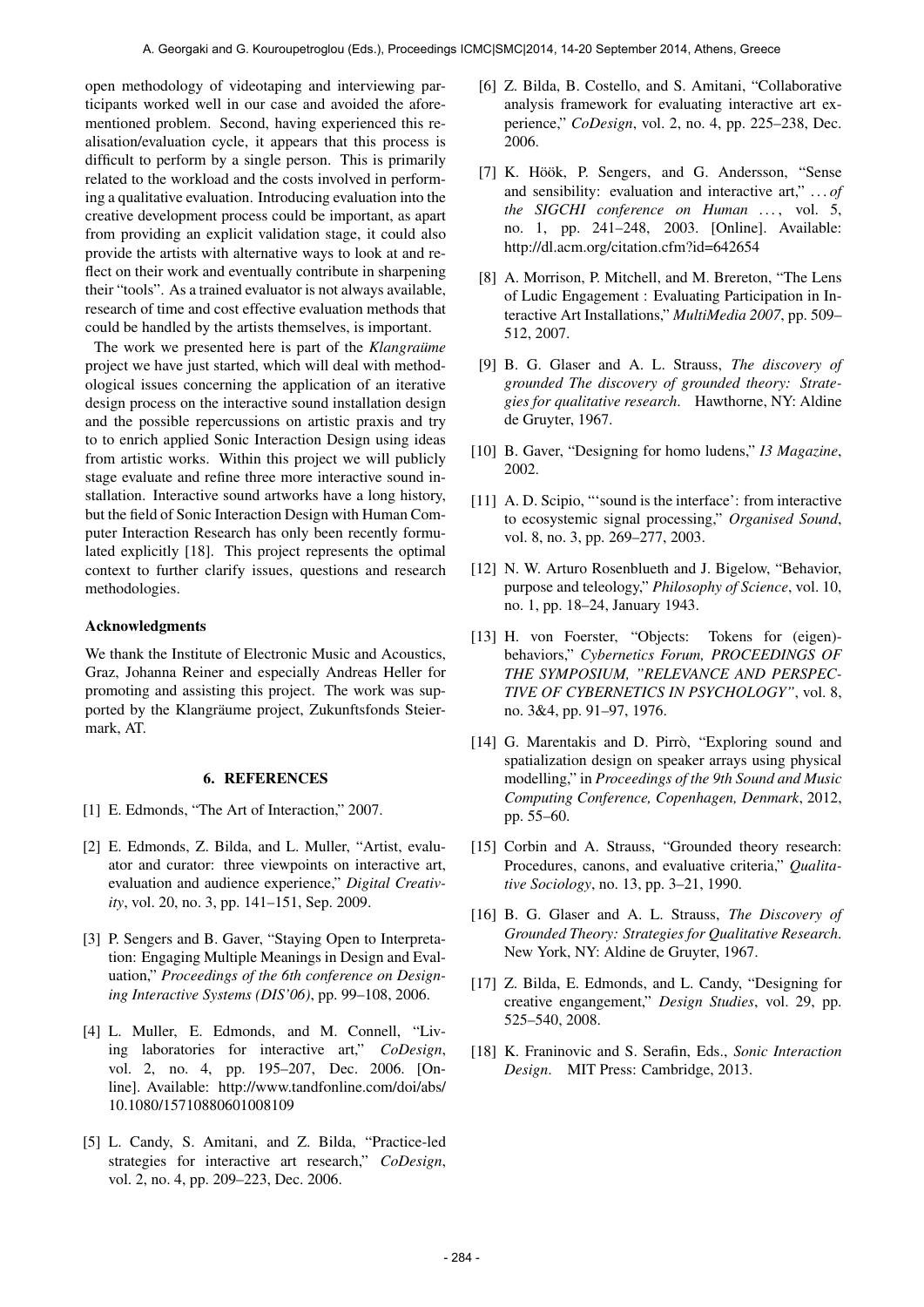open methodology of videotaping and interviewing participants worked well in our case and avoided the aforementioned problem. Second, having experienced this realisation/evaluation cycle, it appears that this process is difficult to perform by a single person. This is primarily related to the workload and the costs involved in performing a qualitative evaluation. Introducing evaluation into the creative development process could be important, as apart from providing an explicit validation stage, it could also provide the artists with alternative ways to look at and reflect on their work and eventually contribute in sharpening their "tools". As a trained evaluator is not always available, research of time and cost effective evaluation methods that could be handled by the artists themselves, is important.

The work we presented here is part of the *Klangraüme* project we have just started, which will deal with methodological issues concerning the application of an iterative design process on the interactive sound installation design and the possible repercussions on artistic praxis and try to to enrich applied Sonic Interaction Design using ideas from artistic works. Within this project we will publicly stage evaluate and refine three more interactive sound installation. Interactive sound artworks have a long history, but the field of Sonic Interaction Design with Human Computer Interaction Research has only been recently formulated explicitly [18]. This project represents the optimal context to further clarify issues, questions and research methodologies.

### Acknowledgments

We thank the Institute of Electronic Music and Acoustics, Graz, Johanna Reiner and especially Andreas Heller for promoting and assisting this project. The work was supported by the Klangräume project, Zukunftsfonds Steiermark, AT.

## 6. REFERENCES

[1] E. Edmonds, "The Art of Interaction," 2007.

[2] E. Edmonds, Z. Bilda, and L. Muller, "Artist, evaluator and curator: three viewpoints on interactive art, evaluation and audience experience," *Digital Creativity*, vol. 20, no. 3, pp. 141–151, Sep. 2009.

[3] P. Sengers and B. Gaver, "Staying Open to Interpretation: Engaging Multiple Meanings in Design and Evaluation," *Proceedings of the 6th conference on Designing Interactive Systems (DIS'06)*, pp. 99–108, 2006.

[4] L. Muller, E. Edmonds, and M. Connell, "Living laboratories for interactive art," *CoDesign*, vol. 2, no. 4, pp. 195–207, Dec. 2006. [Online]. Available: http://www.tandfonline.com/doi/abs/10.1080/15710880601008109

[5] L. Candy, S. Amitani, and Z. Bilda, "Practice-led strategies for interactive art research," *CoDesign*, vol. 2, no. 4, pp. 209–223, Dec. 2006.

[6] Z. Bilda, B. Costello, and S. Amitani, "Collaborative analysis framework for evaluating interactive art experience," *CoDesign*, vol. 2, no. 4, pp. 225–238, Dec. 2006.

[7] K. Höök, P. Sengers, and G. Andersson, "Sense and sensibility: evaluation and interactive art," *... of the SIGCHI conference on Human ...*, vol. 5, no. 1, pp. 241–248, 2003. [Online]. Available: http://dl.acm.org/citation.cfm?id=642654

[8] A. Morrison, P. Mitchell, and M. Brereton, "The Lens of Ludic Engagement : Evaluating Participation in Interactive Art Installations," *MultiMedia 2007*, pp. 509–512, 2007.

[9] B. G. Glaser and A. L. Strauss, *The discovery of grounded The discovery of grounded theory: Strategies for qualitative research*. Hawthorne, NY: Aldine de Gruyter, 1967.

[10] B. Gaver, "Designing for homo ludens," *I3 Magazine*, 2002.

[11] A. D. Scipio, "'sound is the interface': from interactive to ecosystemic signal processing," *Organised Sound*, vol. 8, no. 3, pp. 269–277, 2003.

[12] N. W. Arturo Rosenblueth and J. Bigelow, "Behavior, purpose and teleology," *Philosophy of Science*, vol. 10, no. 1, pp. 18–24, January 1943.

[13] H. von Foerster, "Objects: Tokens for (eigen)-behaviors," *Cybernetics Forum, PROCEEDINGS OF THE SYMPOSIUM, "RELEVANCE AND PERSPECTIVE OF CYBERNETICS IN PSYCHOLOGY"*, vol. 8, no. 3&4, pp. 91–97, 1976.

[14] G. Marentakis and D. Pirrò, "Exploring sound and spatialization design on speaker arrays using physical modelling," in *Proceedings of the 9th Sound and Music Computing Conference, Copenhagen, Denmark*, 2012, pp. 55–60.

[15] Corbin and A. Strauss, "Grounded theory research: Procedures, canons, and evaluative criteria," *Qualitative Sociology*, no. 13, pp. 3–21, 1990.

[16] B. G. Glaser and A. L. Strauss, *The Discovery of Grounded Theory: Strategies for Qualitative Research*. New York, NY: Aldine de Gruyter, 1967.

[17] Z. Bilda, E. Edmonds, and L. Candy, "Designing for creative engangement," *Design Studies*, vol. 29, pp. 525–540, 2008.

[18] K. Franinovic and S. Serafin, Eds., *Sonic Interaction Design*. MIT Press: Cambridge, 2013.